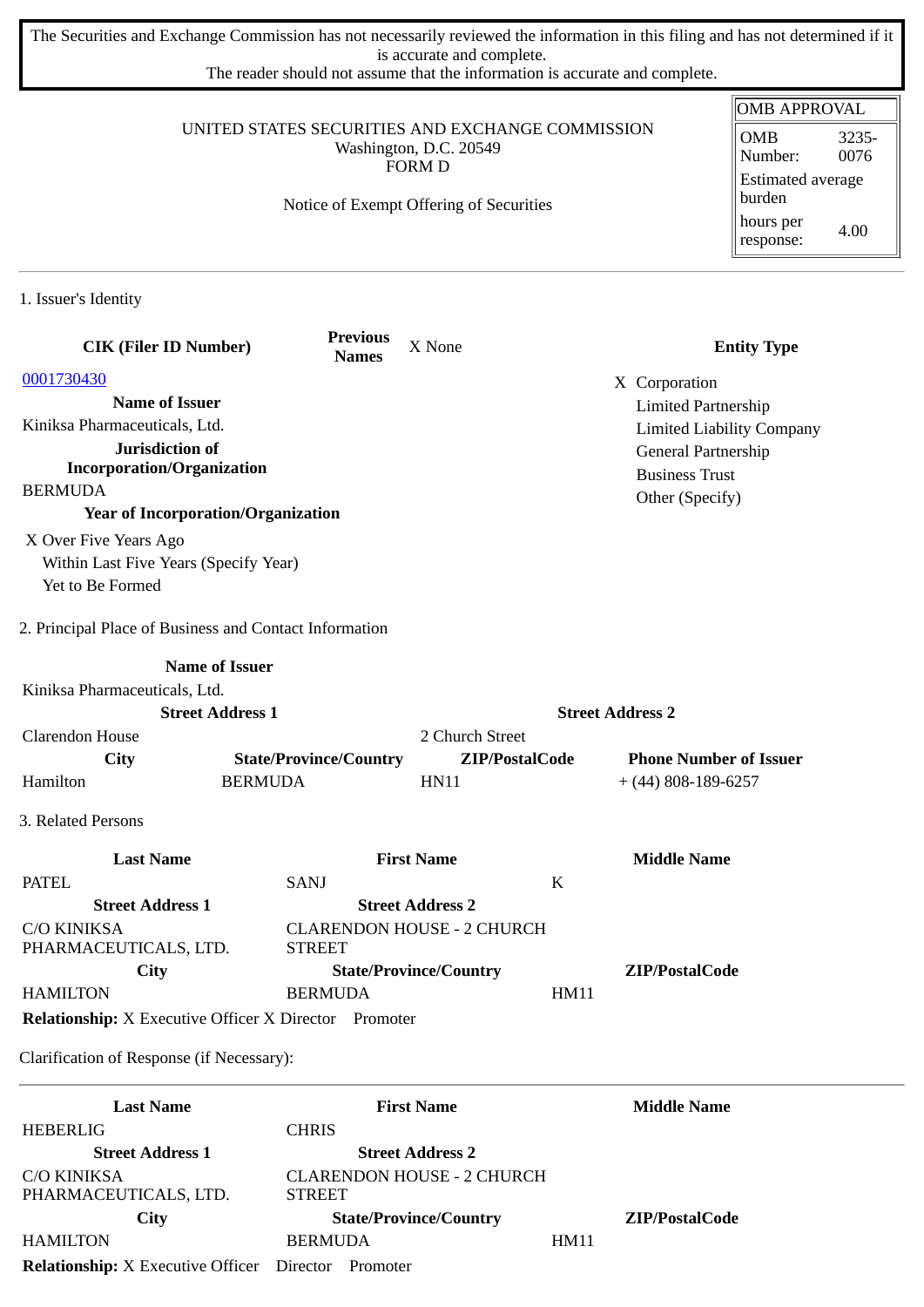The Securities and Exchange Commission has not necessarily reviewed the information in this filing and has not determined if it is accurate and complete.
The reader should not assume that the information is accurate and complete.

UNITED STATES SECURITIES AND EXCHANGE COMMISSION
Washington, D.C. 20549
FORM D

Notice of Exempt Offering of Securities

| OMB APPROVAL | |
|---|---|
| OMB Number: | 3235-0076 |
| Estimated average burden | |
| hours per response: | 4.00 |

1. Issuer's Identity

| CIK (Filer ID Number) | Previous Names | X None | Entity Type |
|---|---|---|---|
| 0001730430 | | | X Corporation |
| **Name of Issuer** | | | Limited Partnership |
| Kiniksa Pharmaceuticals, Ltd. | | | Limited Liability Company |
| **Jurisdiction of Incorporation/Organization** | | | General Partnership |
| BERMUDA | | | Business Trust |
| **Year of Incorporation/Organization** | | | Other (Specify) |

X Over Five Years Ago
Within Last Five Years (Specify Year)
Yet to Be Formed

2. Principal Place of Business and Contact Information

| Name of Issuer | | | |
|---|---|---|---|
| Kiniksa Pharmaceuticals, Ltd. | | | |
| **Street Address 1** | | **Street Address 2** | |
| Clarendon House | | 2 Church Street | |
| **City** | **State/Province/Country** | **ZIP/PostalCode** | **Phone Number of Issuer** |
| Hamilton | BERMUDA | HN11 | + (44) 808-189-6257 |

3. Related Persons

| Last Name | First Name | Middle Name |
|---|---|---|
| PATEL | SANJ | K |
| **Street Address 1** | **Street Address 2** | |
| C/O KINIKSA PHARMACEUTICALS, LTD. | CLARENDON HOUSE - 2 CHURCH STREET | |
| **City** | **State/Province/Country** | **ZIP/PostalCode** |
| HAMILTON | BERMUDA | HM11 |

**Relationship:** X Executive Officer X Director Promoter

Clarification of Response (if Necessary):

| Last Name | First Name | Middle Name |
|---|---|---|
| HEBERLIG | CHRIS | |
| **Street Address 1** | **Street Address 2** | |
| C/O KINIKSA PHARMACEUTICALS, LTD. | CLARENDON HOUSE - 2 CHURCH STREET | |
| **City** | **State/Province/Country** | **ZIP/PostalCode** |
| HAMILTON | BERMUDA | HM11 |

**Relationship:** X Executive Officer Director Promoter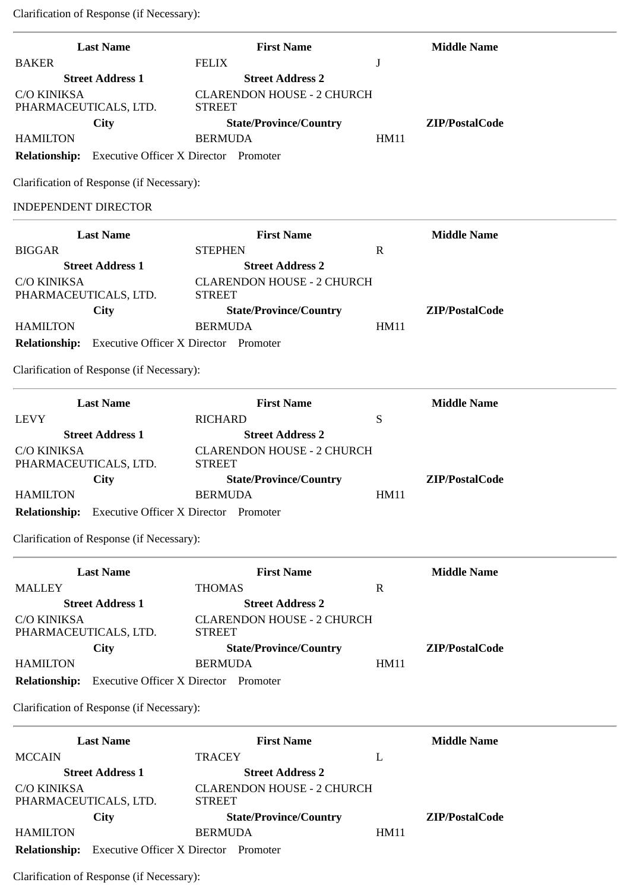Clarification of Response (if Necessary):

---

| Last Name | First Name | Middle Name |
|---|---|---|
| BAKER | FELIX | J |
| **Street Address 1** | **Street Address 2** | |
| C/O KINIKSA PHARMACEUTICALS, LTD. | CLARENDON HOUSE - 2 CHURCH STREET | |
| **City** | **State/Province/Country** | **ZIP/PostalCode** |
| HAMILTON | BERMUDA | HM11 |

**Relationship:** Executive Officer X Director Promoter

Clarification of Response (if Necessary):

INDEPENDENT DIRECTOR

---

| Last Name | First Name | Middle Name |
|---|---|---|
| BIGGAR | STEPHEN | R |
| **Street Address 1** | **Street Address 2** | |
| C/O KINIKSA PHARMACEUTICALS, LTD. | CLARENDON HOUSE - 2 CHURCH STREET | |
| **City** | **State/Province/Country** | **ZIP/PostalCode** |
| HAMILTON | BERMUDA | HM11 |

**Relationship:** Executive Officer X Director Promoter

Clarification of Response (if Necessary):

---

| Last Name | First Name | Middle Name |
|---|---|---|
| LEVY | RICHARD | S |
| **Street Address 1** | **Street Address 2** | |
| C/O KINIKSA PHARMACEUTICALS, LTD. | CLARENDON HOUSE - 2 CHURCH STREET | |
| **City** | **State/Province/Country** | **ZIP/PostalCode** |
| HAMILTON | BERMUDA | HM11 |

**Relationship:** Executive Officer X Director Promoter

Clarification of Response (if Necessary):

---

| Last Name | First Name | Middle Name |
|---|---|---|
| MALLEY | THOMAS | R |
| **Street Address 1** | **Street Address 2** | |
| C/O KINIKSA PHARMACEUTICALS, LTD. | CLARENDON HOUSE - 2 CHURCH STREET | |
| **City** | **State/Province/Country** | **ZIP/PostalCode** |
| HAMILTON | BERMUDA | HM11 |

**Relationship:** Executive Officer X Director Promoter

Clarification of Response (if Necessary):

---

| Last Name | First Name | Middle Name |
|---|---|---|
| MCCAIN | TRACEY | L |
| **Street Address 1** | **Street Address 2** | |
| C/O KINIKSA PHARMACEUTICALS, LTD. | CLARENDON HOUSE - 2 CHURCH STREET | |
| **City** | **State/Province/Country** | **ZIP/PostalCode** |
| HAMILTON | BERMUDA | HM11 |

**Relationship:** Executive Officer X Director Promoter

Clarification of Response (if Necessary):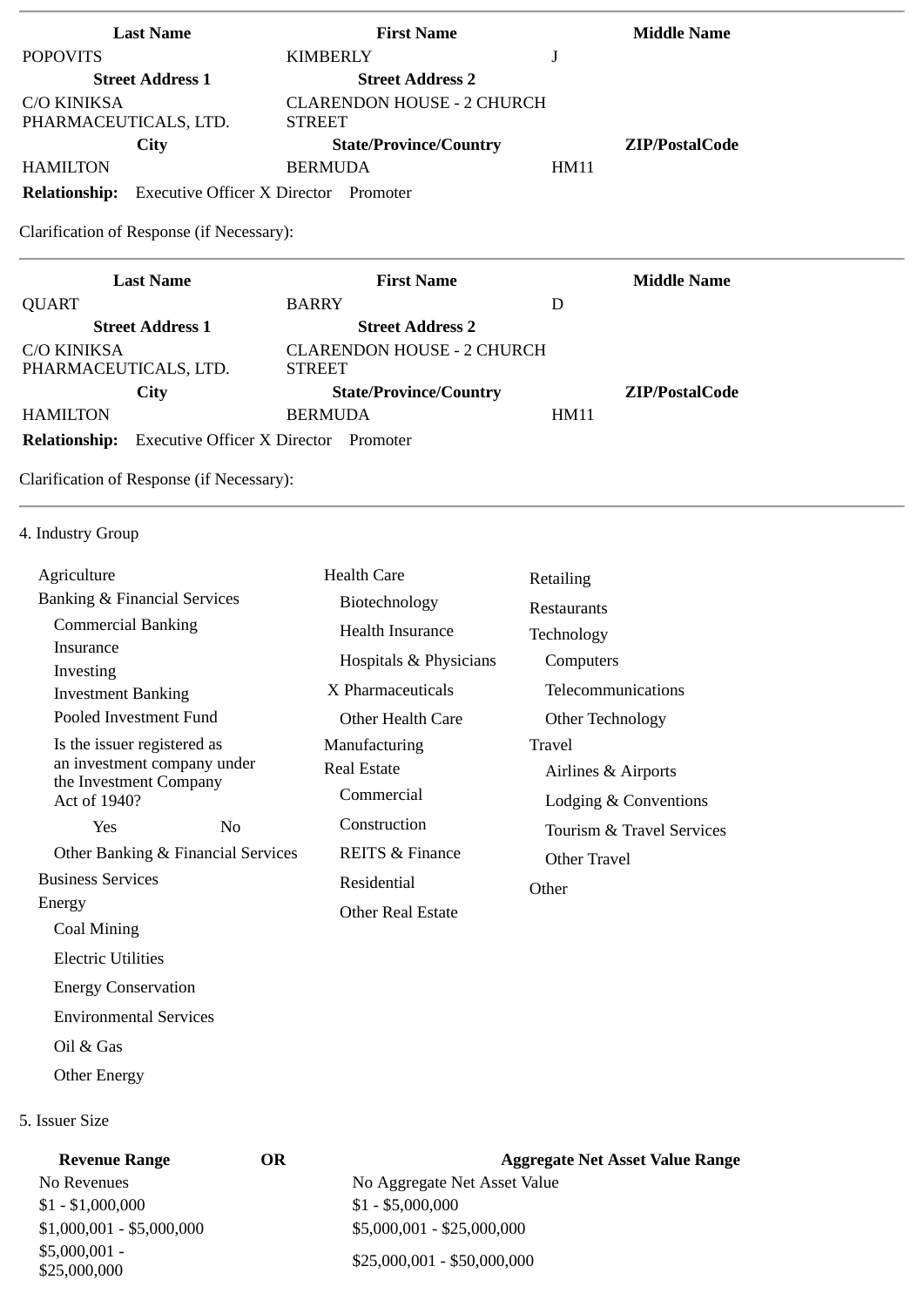| Last Name | First Name | Middle Name |
|---|---|---|
| POPOVITS | KIMBERLY | J |
| **Street Address 1** | **Street Address 2** | |
| C/O KINIKSA PHARMACEUTICALS, LTD. | CLARENDON HOUSE - 2 CHURCH STREET | |
| **City** | **State/Province/Country** | **ZIP/PostalCode** |
| HAMILTON | BERMUDA | HM11 |

**Relationship:** Executive Officer X Director Promoter

Clarification of Response (if Necessary):

---

| Last Name | First Name | Middle Name |
|---|---|---|
| QUART | BARRY | D |
| **Street Address 1** | **Street Address 2** | |
| C/O KINIKSA PHARMACEUTICALS, LTD. | CLARENDON HOUSE - 2 CHURCH STREET | |
| **City** | **State/Province/Country** | **ZIP/PostalCode** |
| HAMILTON | BERMUDA | HM11 |

**Relationship:** Executive Officer X Director Promoter

Clarification of Response (if Necessary):

---

4. Industry Group

- Agriculture
- Banking & Financial Services
  - Commercial Banking
  - Insurance
  - Investing
  - Investment Banking
  - Pooled Investment Fund
  - Is the issuer registered as an investment company under the Investment Company Act of 1940?
    - Yes No
  - Other Banking & Financial Services
- Business Services
- Energy
  - Coal Mining
  - Electric Utilities
  - Energy Conservation
  - Environmental Services
  - Oil & Gas
  - Other Energy
- Health Care
  - Biotechnology
  - Health Insurance
  - Hospitals & Physicians
  - X Pharmaceuticals
  - Other Health Care
- Manufacturing
- Real Estate
  - Commercial
  - Construction
  - REITS & Finance
  - Residential
  - Other Real Estate
- Retailing
- Restaurants
- Technology
  - Computers
  - Telecommunications
  - Other Technology
- Travel
  - Airlines & Airports
  - Lodging & Conventions
  - Tourism & Travel Services
  - Other Travel
- Other

5. Issuer Size

| Revenue Range | OR | Aggregate Net Asset Value Range |
|---|---|---|
| No Revenues | | No Aggregate Net Asset Value |
| $1 - $1,000,000 | | $1 - $5,000,000 |
| $1,000,001 - $5,000,000 | | $5,000,001 - $25,000,000 |
| $5,000,001 - $25,000,000 | | $25,000,001 - $50,000,000 |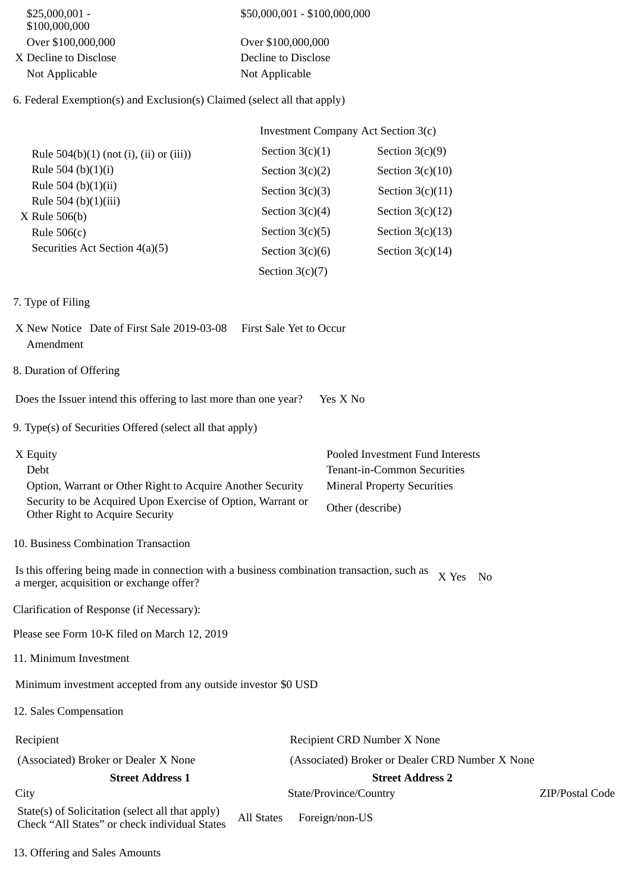| | |
|---|---|
| $25,000,001 - $100,000,000 | $50,000,001 - $100,000,000 |
| Over $100,000,000 | Over $100,000,000 |
| X Decline to Disclose | Decline to Disclose |
| Not Applicable | Not Applicable |

6. Federal Exemption(s) and Exclusion(s) Claimed (select all that apply)

| | Investment Company Act Section 3(c) | |
|---|---|---|
| Rule 504(b)(1) (not (i), (ii) or (iii)) | Section 3(c)(1) | Section 3(c)(9) |
| Rule 504 (b)(1)(i) | Section 3(c)(2) | Section 3(c)(10) |
| Rule 504 (b)(1)(ii) | Section 3(c)(3) | Section 3(c)(11) |
| Rule 504 (b)(1)(iii) | Section 3(c)(4) | Section 3(c)(12) |
| X Rule 506(b) | Section 3(c)(5) | Section 3(c)(13) |
| Rule 506(c) | Section 3(c)(6) | Section 3(c)(14) |
| Securities Act Section 4(a)(5) | Section 3(c)(7) | |

7. Type of Filing

X New Notice Date of First Sale 2019-03-08 First Sale Yet to Occur
Amendment

8. Duration of Offering

Does the Issuer intend this offering to last more than one year? Yes X No

9. Type(s) of Securities Offered (select all that apply)

| | |
|---|---|
| X Equity | Pooled Investment Fund Interests |
| Debt | Tenant-in-Common Securities |
| Option, Warrant or Other Right to Acquire Another Security | Mineral Property Securities |
| Security to be Acquired Upon Exercise of Option, Warrant or Other Right to Acquire Security | Other (describe) |

10. Business Combination Transaction

Is this offering being made in connection with a business combination transaction, such as a merger, acquisition or exchange offer? X Yes No

Clarification of Response (if Necessary):

Please see Form 10-K filed on March 12, 2019

11. Minimum Investment

Minimum investment accepted from any outside investor $0 USD

12. Sales Compensation

| | | |
|---|---|---|
| Recipient | Recipient CRD Number X None | |
| (Associated) Broker or Dealer X None | (Associated) Broker or Dealer CRD Number X None | |
| **Street Address 1** | **Street Address 2** | |
| City | State/Province/Country | ZIP/Postal Code |
| State(s) of Solicitation (select all that apply) Check "All States" or check individual States | All States Foreign/non-US | |

13. Offering and Sales Amounts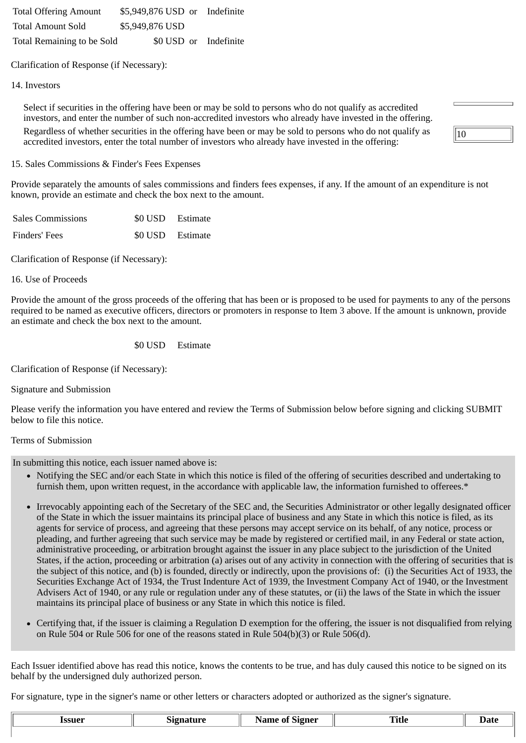| | | | |
|---|---|---|---|
| Total Offering Amount | $5,949,876 USD | or | Indefinite |
| Total Amount Sold | $5,949,876 USD | | |
| Total Remaining to be Sold | $0 USD | or | Indefinite |

Clarification of Response (if Necessary):

14. Investors

Select if securities in the offering have been or may be sold to persons who do not qualify as accredited investors, and enter the number of such non-accredited investors who already have invested in the offering.

Regardless of whether securities in the offering have been or may be sold to persons who do not qualify as accredited investors, enter the total number of investors who already have invested in the offering: 10

15. Sales Commissions & Finder's Fees Expenses

Provide separately the amounts of sales commissions and finders fees expenses, if any. If the amount of an expenditure is not known, provide an estimate and check the box next to the amount.

| | | |
|---|---|---|
| Sales Commissions | $0 USD | Estimate |
| Finders' Fees | $0 USD | Estimate |

Clarification of Response (if Necessary):

16. Use of Proceeds

Provide the amount of the gross proceeds of the offering that has been or is proposed to be used for payments to any of the persons required to be named as executive officers, directors or promoters in response to Item 3 above. If the amount is unknown, provide an estimate and check the box next to the amount.

$0 USD Estimate

Clarification of Response (if Necessary):

Signature and Submission

Please verify the information you have entered and review the Terms of Submission below before signing and clicking SUBMIT below to file this notice.

Terms of Submission

In submitting this notice, each issuer named above is:

- Notifying the SEC and/or each State in which this notice is filed of the offering of securities described and undertaking to furnish them, upon written request, in the accordance with applicable law, the information furnished to offerees.*
- Irrevocably appointing each of the Secretary of the SEC and, the Securities Administrator or other legally designated officer of the State in which the issuer maintains its principal place of business and any State in which this notice is filed, as its agents for service of process, and agreeing that these persons may accept service on its behalf, of any notice, process or pleading, and further agreeing that such service may be made by registered or certified mail, in any Federal or state action, administrative proceeding, or arbitration brought against the issuer in any place subject to the jurisdiction of the United States, if the action, proceeding or arbitration (a) arises out of any activity in connection with the offering of securities that is the subject of this notice, and (b) is founded, directly or indirectly, upon the provisions of: (i) the Securities Act of 1933, the Securities Exchange Act of 1934, the Trust Indenture Act of 1939, the Investment Company Act of 1940, or the Investment Advisers Act of 1940, or any rule or regulation under any of these statutes, or (ii) the laws of the State in which the issuer maintains its principal place of business or any State in which this notice is filed.
- Certifying that, if the issuer is claiming a Regulation D exemption for the offering, the issuer is not disqualified from relying on Rule 504 or Rule 506 for one of the reasons stated in Rule 504(b)(3) or Rule 506(d).

Each Issuer identified above has read this notice, knows the contents to be true, and has duly caused this notice to be signed on its behalf by the undersigned duly authorized person.

For signature, type in the signer's name or other letters or characters adopted or authorized as the signer's signature.

| Issuer | Signature | Name of Signer | Title | Date |
|---|---|---|---|---|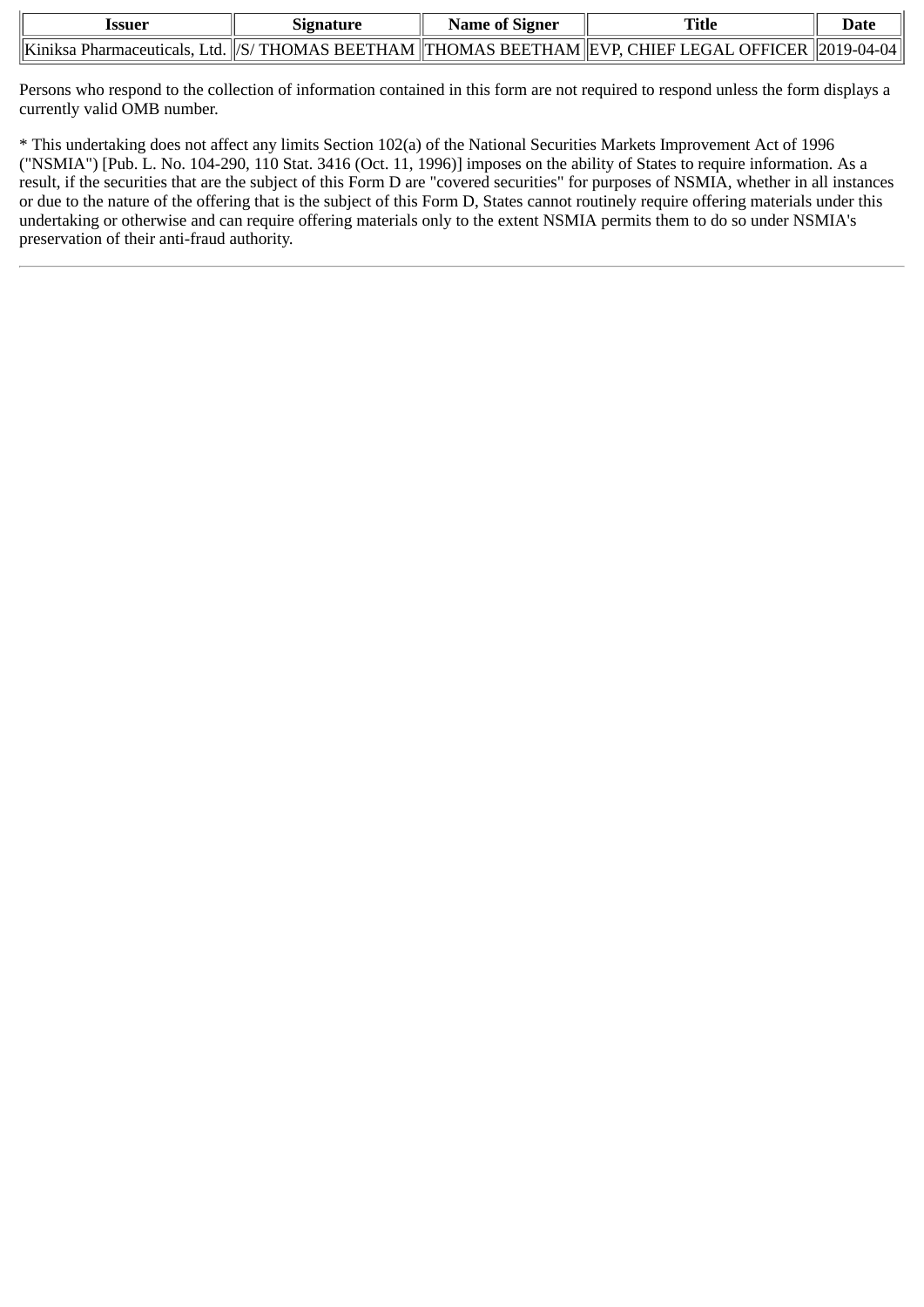| Issuer | Signature | Name of Signer | Title | Date |
|---|---|---|---|---|
| Kiniksa Pharmaceuticals, Ltd. | /S/ THOMAS BEETHAM | THOMAS BEETHAM | EVP, CHIEF LEGAL OFFICER | 2019-04-04 |

Persons who respond to the collection of information contained in this form are not required to respond unless the form displays a currently valid OMB number.

* This undertaking does not affect any limits Section 102(a) of the National Securities Markets Improvement Act of 1996 ("NSMIA") [Pub. L. No. 104-290, 110 Stat. 3416 (Oct. 11, 1996)] imposes on the ability of States to require information. As a result, if the securities that are the subject of this Form D are "covered securities" for purposes of NSMIA, whether in all instances or due to the nature of the offering that is the subject of this Form D, States cannot routinely require offering materials under this undertaking or otherwise and can require offering materials only to the extent NSMIA permits them to do so under NSMIA's preservation of their anti-fraud authority.